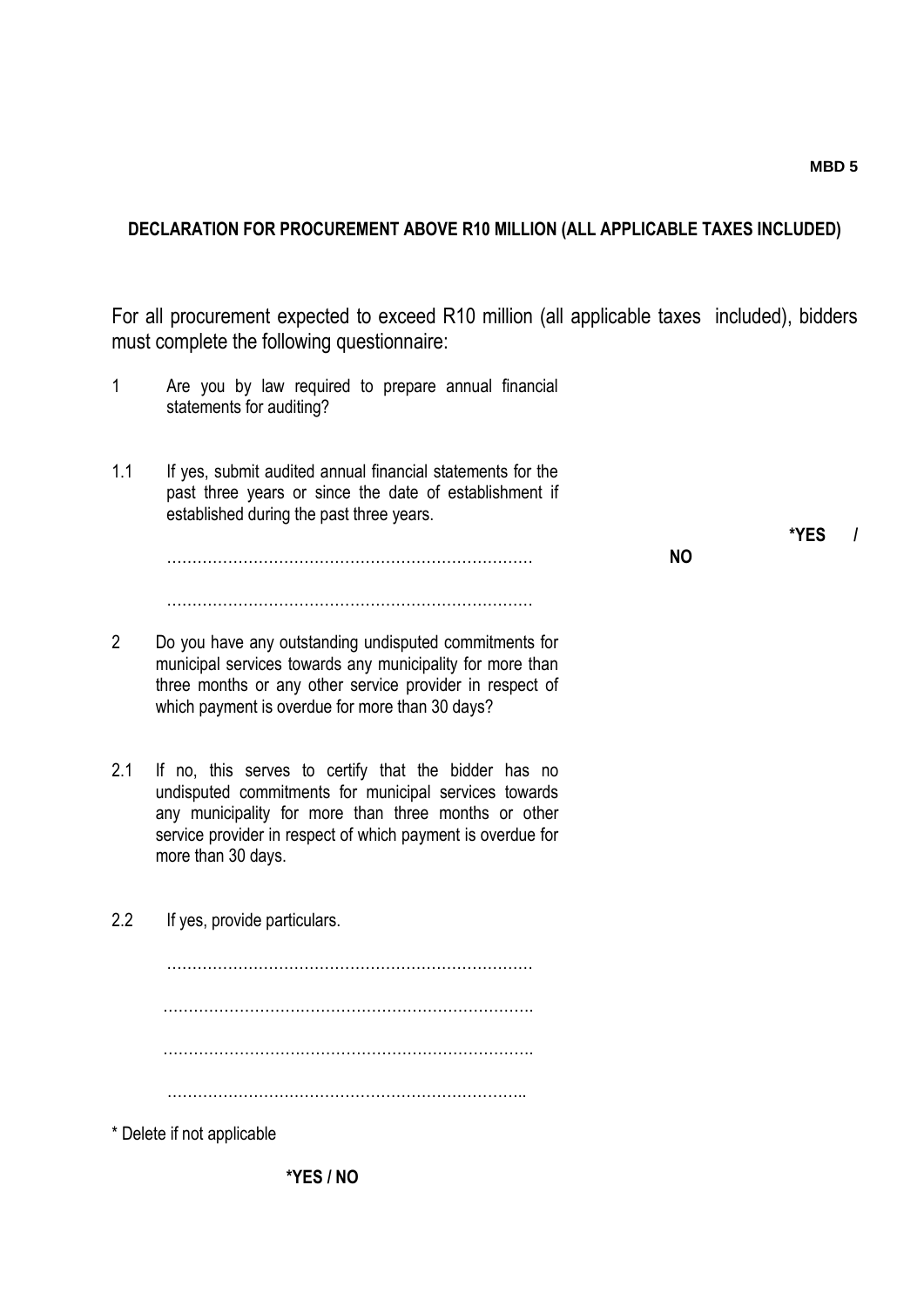**MBD 5**

**DECLARATION FOR PROCUREMENT ABOVE R10 MILLION (ALL APPLICABLE TAXES INCLUDED)**

For all procurement expected to exceed R10 million (all applicable taxes included), bidders must complete the following questionnaire:

1 Are you by law required to prepare annual financial statements for auditing? **\*YES / NO**

1.1 If yes, submit audited annual financial statements for the past three years or since the date of establishment if established during the past three years.

………………………………………………………………

………………………………………………………………

2 Do you have any outstanding undisputed commitments for municipal services towards any municipality for more than three months or any other service provider in respect of which payment is overdue for more than 30 days? **\*YES / NO**

2.1 If no, this serves to certify that the bidder has no undisputed commitments for municipal services towards any municipality for more than three months or other service provider in respect of which payment is overdue for more than 30 days.

2.2 If yes, provide particulars.

………………………………………………………………

………………………………………………………………

………………………………………………………………

………………………………………………………………

\* Delete if not applicable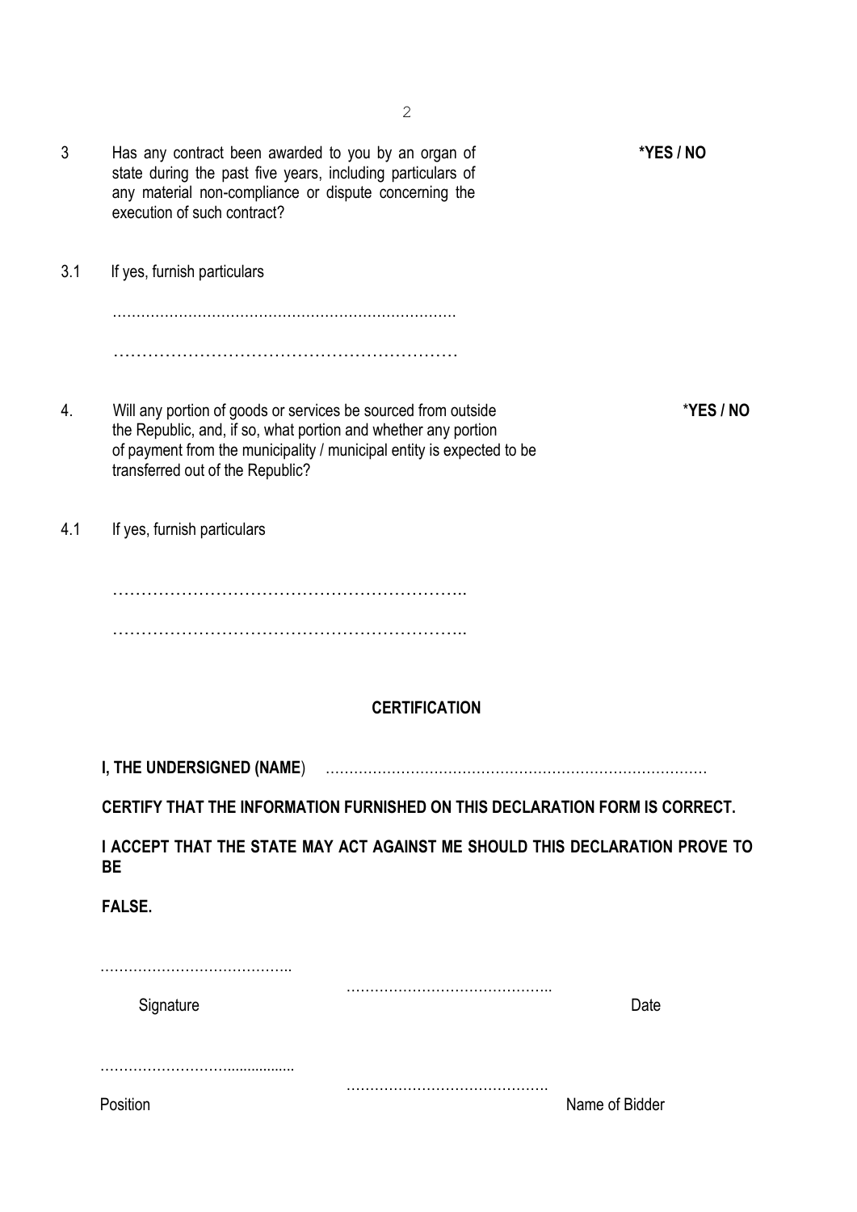3 Has any contract been awarded to you by an organ of state during the past five years, including particulars of any material non-compliance or dispute concerning the execution of such contract? **\*YES / NO**

3.1 If yes, furnish particulars

……………………………………………………………

……………………………………………………

4. Will any portion of goods or services be sourced from outside the Republic, and, if so, what portion and whether any portion of payment from the municipality / municipal entity is expected to be transferred out of the Republic? \***YES / NO**

4.1 If yes, furnish particulars

……………………………………………………..

……………………………………………………..

**CERTIFICATION**

**I, THE UNDERSIGNED (NAME**) ……………………………………………………………………

**CERTIFY THAT THE INFORMATION FURNISHED ON THIS DECLARATION FORM IS CORRECT.**

**I ACCEPT THAT THE STATE MAY ACT AGAINST ME SHOULD THIS DECLARATION PROVE TO BE**

**FALSE.**

………………………………….. ……………………………………..

Signature Date

………………………................ …………………………………….

Position Name of Bidder